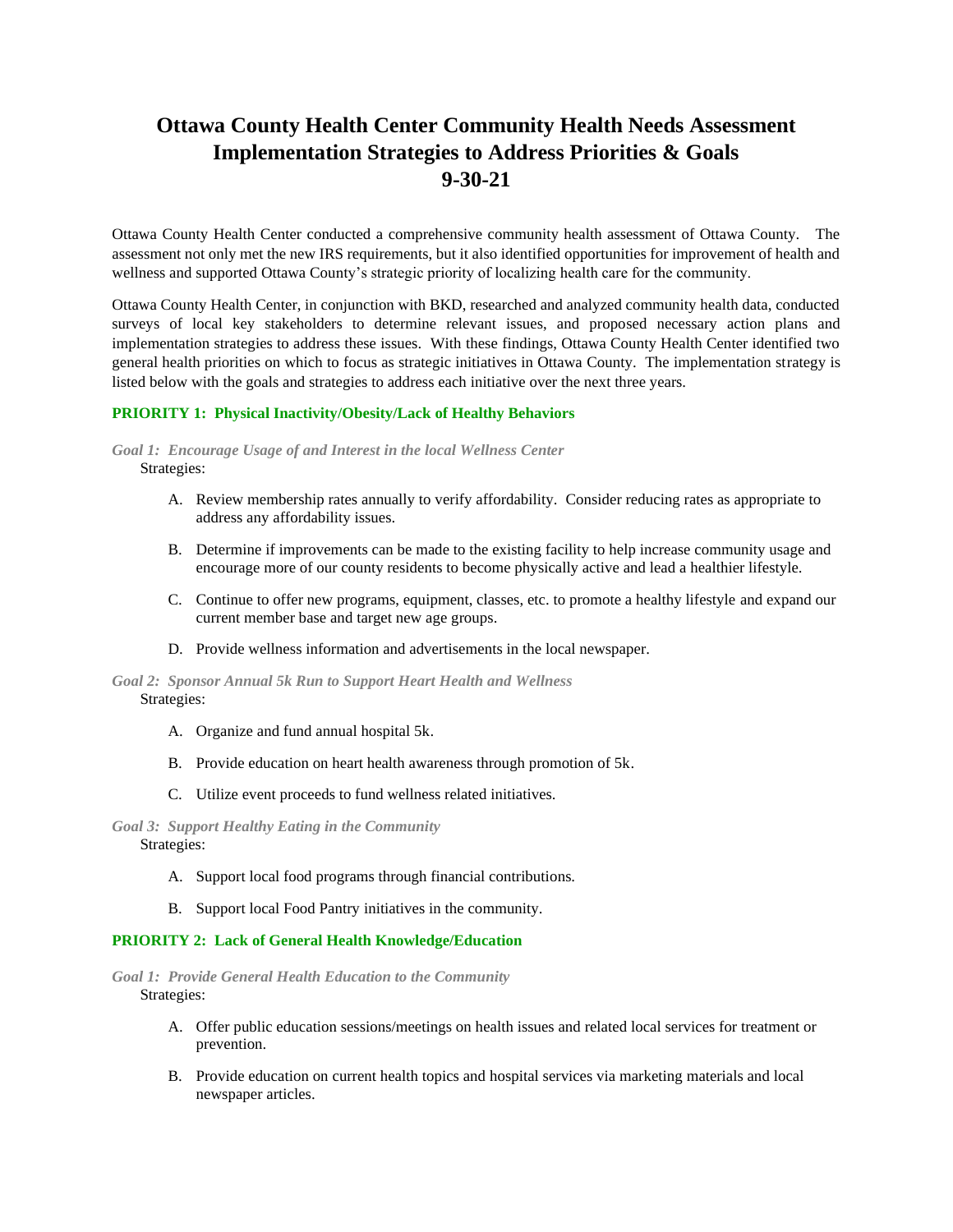# Ottawa County Health Center Community Health Needs Assessment Implementation Strategies to Address Priorities & Goals 9-30-21

Ottawa County Health Center conducted a comprehensive community health assessment of Ottawa County. The assessment not only met the new IRS requirements, but it also identified opportunities for improvement of health and wellness and supported Ottawa County's strategic priority of localizing health care for the community.

Ottawa County Health Center, in conjunction with BKD, researched and analyzed community health data, conducted surveys of local key stakeholders to determine relevant issues, and proposed necessary action plans and implementation strategies to address these issues. With these findings, Ottawa County Health Center identified two general health priorities on which to focus as strategic initiatives in Ottawa County. The implementation strategy is listed below with the goals and strategies to address each initiative over the next three years.

## PRIORITY 1: Physical Inactivity/Obesity/Lack of Healthy Behaviors

### *Goal 1: Encourage Usage of and Interest in the local Wellness Center*

Strategies:

A. Review membership rates annually to verify affordability. Consider reducing rates as appropriate to address any affordability issues.

B. Determine if improvements can be made to the existing facility to help increase community usage and encourage more of our county residents to become physically active and lead a healthier lifestyle.

C. Continue to offer new programs, equipment, classes, etc. to promote a healthy lifestyle and expand our current member base and target new age groups.

D. Provide wellness information and advertisements in the local newspaper.

### *Goal 2: Sponsor Annual 5k Run to Support Heart Health and Wellness*

Strategies:

A. Organize and fund annual hospital 5k.

B. Provide education on heart health awareness through promotion of 5k.

C. Utilize event proceeds to fund wellness related initiatives.

### *Goal 3: Support Healthy Eating in the Community*

Strategies:

A. Support local food programs through financial contributions.

B. Support local Food Pantry initiatives in the community.

## PRIORITY 2: Lack of General Health Knowledge/Education

### *Goal 1: Provide General Health Education to the Community*

Strategies:

A. Offer public education sessions/meetings on health issues and related local services for treatment or prevention.

B. Provide education on current health topics and hospital services via marketing materials and local newspaper articles.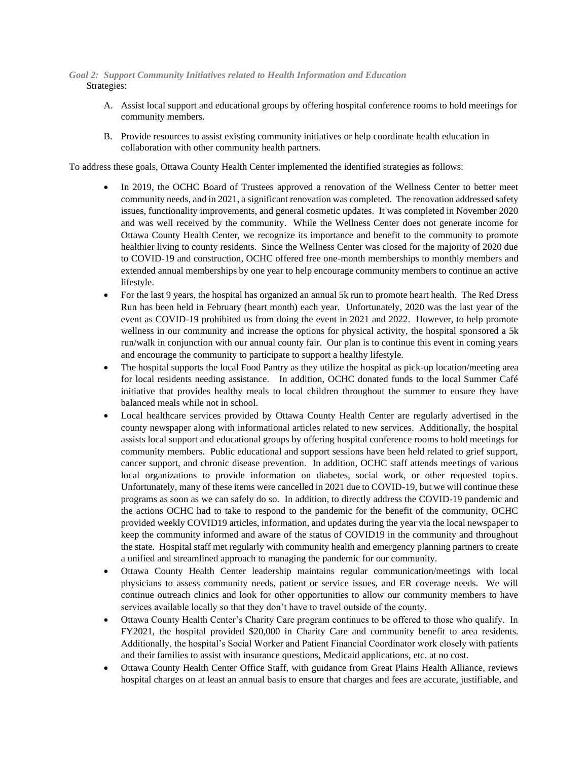*Goal 2: Support Community Initiatives related to Health Information and Education*

Strategies:

A. Assist local support and educational groups by offering hospital conference rooms to hold meetings for community members.

B. Provide resources to assist existing community initiatives or help coordinate health education in collaboration with other community health partners.

To address these goals, Ottawa County Health Center implemented the identified strategies as follows:

- In 2019, the OCHC Board of Trustees approved a renovation of the Wellness Center to better meet community needs, and in 2021, a significant renovation was completed. The renovation addressed safety issues, functionality improvements, and general cosmetic updates. It was completed in November 2020 and was well received by the community. While the Wellness Center does not generate income for Ottawa County Health Center, we recognize its importance and benefit to the community to promote healthier living to county residents. Since the Wellness Center was closed for the majority of 2020 due to COVID-19 and construction, OCHC offered free one-month memberships to monthly members and extended annual memberships by one year to help encourage community members to continue an active lifestyle.
- For the last 9 years, the hospital has organized an annual 5k run to promote heart health. The Red Dress Run has been held in February (heart month) each year. Unfortunately, 2020 was the last year of the event as COVID-19 prohibited us from doing the event in 2021 and 2022. However, to help promote wellness in our community and increase the options for physical activity, the hospital sponsored a 5k run/walk in conjunction with our annual county fair. Our plan is to continue this event in coming years and encourage the community to participate to support a healthy lifestyle.
- The hospital supports the local Food Pantry as they utilize the hospital as pick-up location/meeting area for local residents needing assistance. In addition, OCHC donated funds to the local Summer Café initiative that provides healthy meals to local children throughout the summer to ensure they have balanced meals while not in school.
- Local healthcare services provided by Ottawa County Health Center are regularly advertised in the county newspaper along with informational articles related to new services. Additionally, the hospital assists local support and educational groups by offering hospital conference rooms to hold meetings for community members. Public educational and support sessions have been held related to grief support, cancer support, and chronic disease prevention. In addition, OCHC staff attends meetings of various local organizations to provide information on diabetes, social work, or other requested topics. Unfortunately, many of these items were cancelled in 2021 due to COVID-19, but we will continue these programs as soon as we can safely do so. In addition, to directly address the COVID-19 pandemic and the actions OCHC had to take to respond to the pandemic for the benefit of the community, OCHC provided weekly COVID19 articles, information, and updates during the year via the local newspaper to keep the community informed and aware of the status of COVID19 in the community and throughout the state. Hospital staff met regularly with community health and emergency planning partners to create a unified and streamlined approach to managing the pandemic for our community.
- Ottawa County Health Center leadership maintains regular communication/meetings with local physicians to assess community needs, patient or service issues, and ER coverage needs. We will continue outreach clinics and look for other opportunities to allow our community members to have services available locally so that they don't have to travel outside of the county.
- Ottawa County Health Center's Charity Care program continues to be offered to those who qualify. In FY2021, the hospital provided $20,000 in Charity Care and community benefit to area residents. Additionally, the hospital's Social Worker and Patient Financial Coordinator work closely with patients and their families to assist with insurance questions, Medicaid applications, etc. at no cost.
- Ottawa County Health Center Office Staff, with guidance from Great Plains Health Alliance, reviews hospital charges on at least an annual basis to ensure that charges and fees are accurate, justifiable, and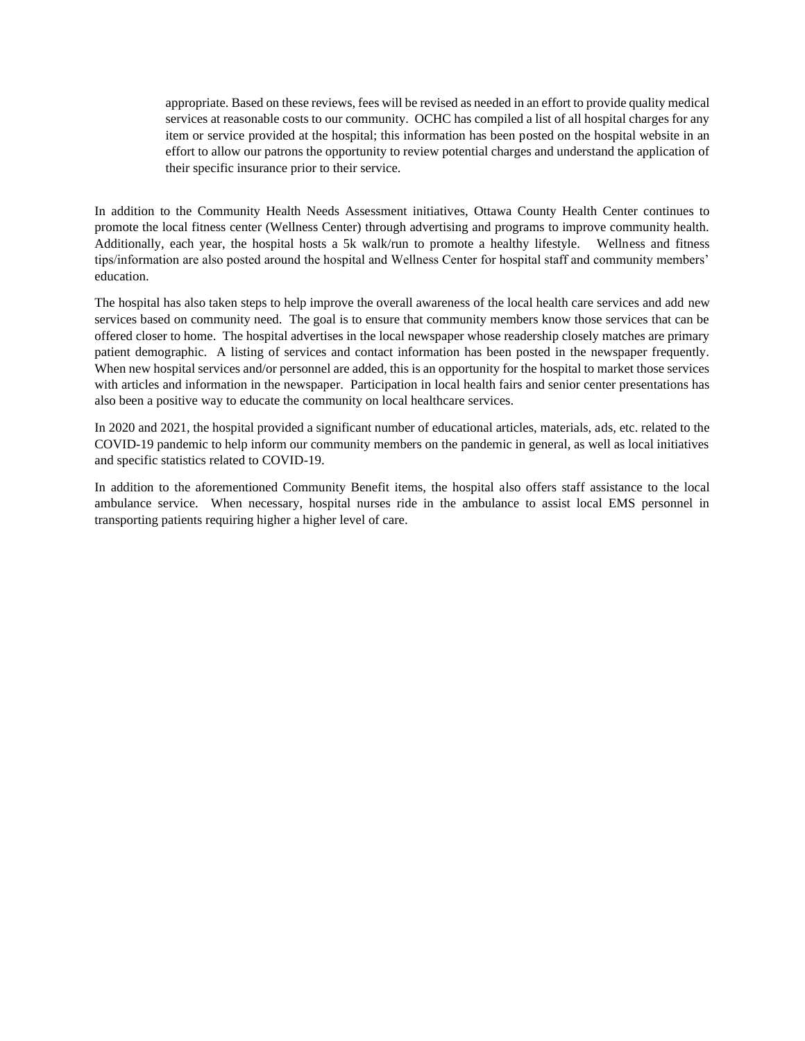appropriate. Based on these reviews, fees will be revised as needed in an effort to provide quality medical services at reasonable costs to our community. OCHC has compiled a list of all hospital charges for any item or service provided at the hospital; this information has been posted on the hospital website in an effort to allow our patrons the opportunity to review potential charges and understand the application of their specific insurance prior to their service.

In addition to the Community Health Needs Assessment initiatives, Ottawa County Health Center continues to promote the local fitness center (Wellness Center) through advertising and programs to improve community health. Additionally, each year, the hospital hosts a 5k walk/run to promote a healthy lifestyle. Wellness and fitness tips/information are also posted around the hospital and Wellness Center for hospital staff and community members' education.

The hospital has also taken steps to help improve the overall awareness of the local health care services and add new services based on community need. The goal is to ensure that community members know those services that can be offered closer to home. The hospital advertises in the local newspaper whose readership closely matches are primary patient demographic. A listing of services and contact information has been posted in the newspaper frequently. When new hospital services and/or personnel are added, this is an opportunity for the hospital to market those services with articles and information in the newspaper. Participation in local health fairs and senior center presentations has also been a positive way to educate the community on local healthcare services.

In 2020 and 2021, the hospital provided a significant number of educational articles, materials, ads, etc. related to the COVID-19 pandemic to help inform our community members on the pandemic in general, as well as local initiatives and specific statistics related to COVID-19.

In addition to the aforementioned Community Benefit items, the hospital also offers staff assistance to the local ambulance service. When necessary, hospital nurses ride in the ambulance to assist local EMS personnel in transporting patients requiring higher a higher level of care.